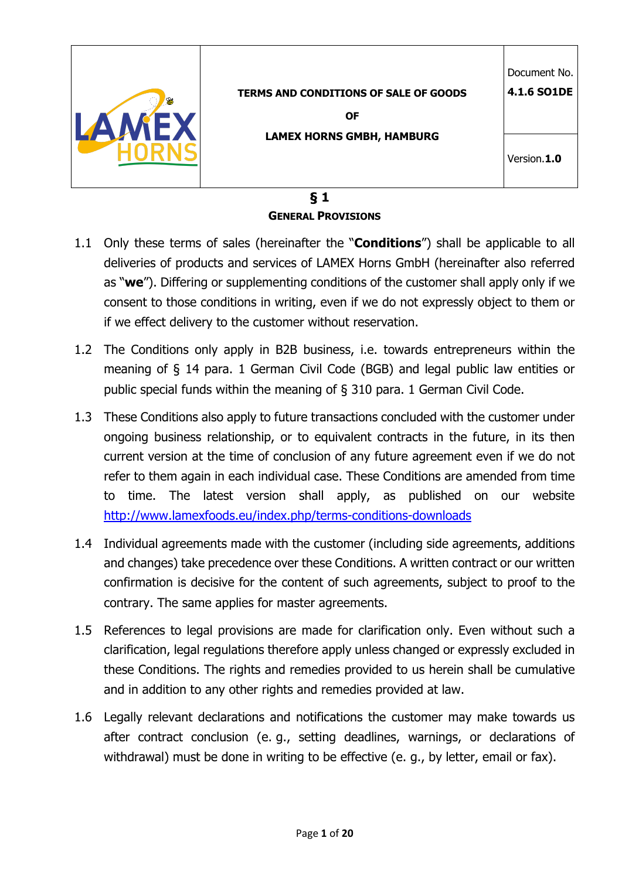| | TERMS AND CONDITIONS OF SALE OF GOODS<br><br>OF<br><br>LAMEX HORNS GMBH, HAMBURG | Document No.<br>**4.1.6 SO1DE** |
|---|---|---|
| | | Version.**1.0** |

# § 1

## General Provisions

1.1 Only these terms of sales (hereinafter the "**Conditions**") shall be applicable to all deliveries of products and services of LAMEX Horns GmbH (hereinafter also referred as "**we**"). Differing or supplementing conditions of the customer shall apply only if we consent to those conditions in writing, even if we do not expressly object to them or if we effect delivery to the customer without reservation.

1.2 The Conditions only apply in B2B business, i.e. towards entrepreneurs within the meaning of § 14 para. 1 German Civil Code (BGB) and legal public law entities or public special funds within the meaning of § 310 para. 1 German Civil Code.

1.3 These Conditions also apply to future transactions concluded with the customer under ongoing business relationship, or to equivalent contracts in the future, in its then current version at the time of conclusion of any future agreement even if we do not refer to them again in each individual case. These Conditions are amended from time to time. The latest version shall apply, as published on our website [http://www.lamexfoods.eu/index.php/terms-conditions-downloads](http://www.lamexfoods.eu/index.php/terms-conditions-downloads)

1.4 Individual agreements made with the customer (including side agreements, additions and changes) take precedence over these Conditions. A written contract or our written confirmation is decisive for the content of such agreements, subject to proof to the contrary. The same applies for master agreements.

1.5 References to legal provisions are made for clarification only. Even without such a clarification, legal regulations therefore apply unless changed or expressly excluded in these Conditions. The rights and remedies provided to us herein shall be cumulative and in addition to any other rights and remedies provided at law.

1.6 Legally relevant declarations and notifications the customer may make towards us after contract conclusion (e. g., setting deadlines, warnings, or declarations of withdrawal) must be done in writing to be effective (e. g., by letter, email or fax).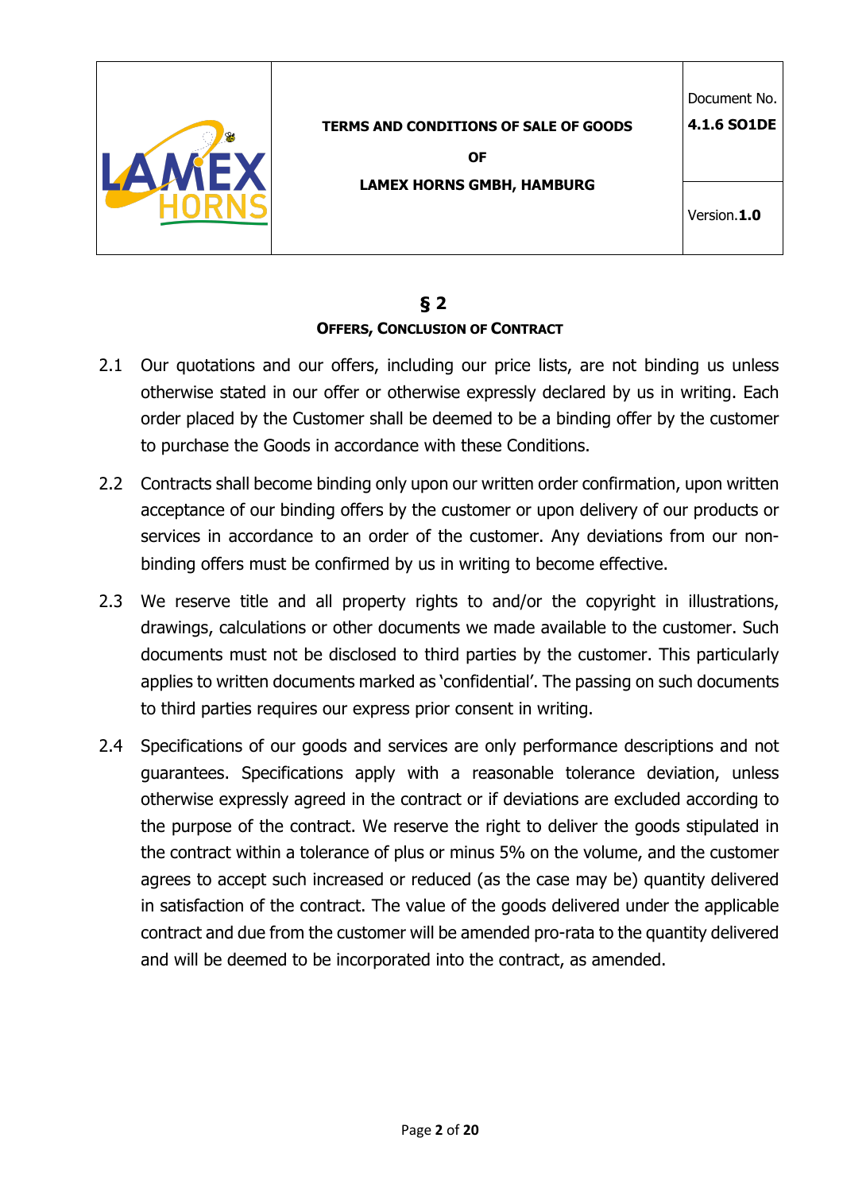## § 2
### OFFERS, CONCLUSION OF CONTRACT

2.1 Our quotations and our offers, including our price lists, are not binding us unless otherwise stated in our offer or otherwise expressly declared by us in writing. Each order placed by the Customer shall be deemed to be a binding offer by the customer to purchase the Goods in accordance with these Conditions.

2.2 Contracts shall become binding only upon our written order confirmation, upon written acceptance of our binding offers by the customer or upon delivery of our products or services in accordance to an order of the customer. Any deviations from our non-binding offers must be confirmed by us in writing to become effective.

2.3 We reserve title and all property rights to and/or the copyright in illustrations, drawings, calculations or other documents we made available to the customer. Such documents must not be disclosed to third parties by the customer. This particularly applies to written documents marked as 'confidential'. The passing on such documents to third parties requires our express prior consent in writing.

2.4 Specifications of our goods and services are only performance descriptions and not guarantees. Specifications apply with a reasonable tolerance deviation, unless otherwise expressly agreed in the contract or if deviations are excluded according to the purpose of the contract. We reserve the right to deliver the goods stipulated in the contract within a tolerance of plus or minus 5% on the volume, and the customer agrees to accept such increased or reduced (as the case may be) quantity delivered in satisfaction of the contract. The value of the goods delivered under the applicable contract and due from the customer will be amended pro-rata to the quantity delivered and will be deemed to be incorporated into the contract, as amended.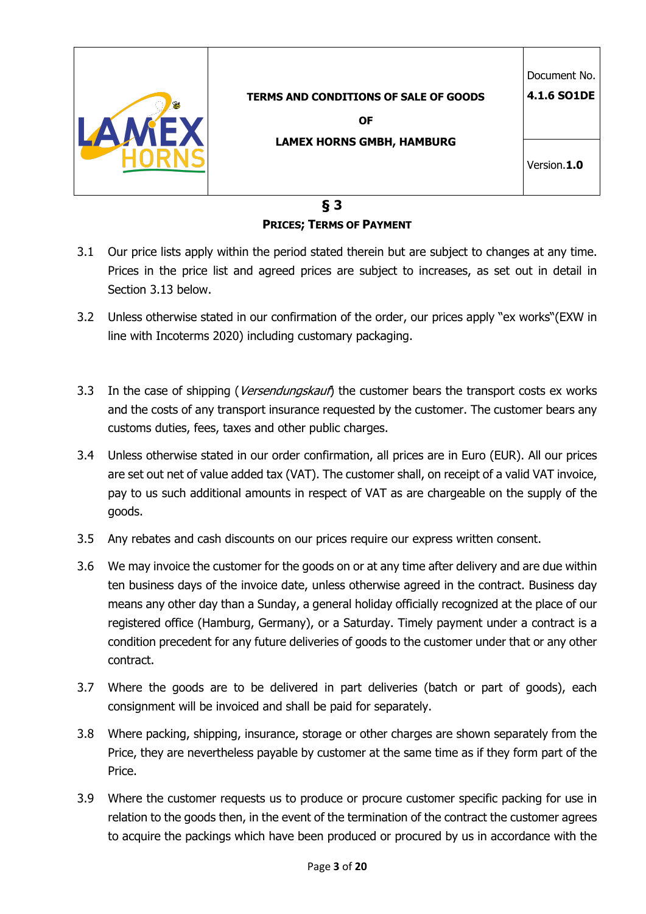## § 3
### PRICES; TERMS OF PAYMENT

3.1 Our price lists apply within the period stated therein but are subject to changes at any time. Prices in the price list and agreed prices are subject to increases, as set out in detail in Section 3.13 below.

3.2 Unless otherwise stated in our confirmation of the order, our prices apply "ex works"(EXW in line with Incoterms 2020) including customary packaging.

3.3 In the case of shipping (*Versendungskauf*) the customer bears the transport costs ex works and the costs of any transport insurance requested by the customer. The customer bears any customs duties, fees, taxes and other public charges.

3.4 Unless otherwise stated in our order confirmation, all prices are in Euro (EUR). All our prices are set out net of value added tax (VAT). The customer shall, on receipt of a valid VAT invoice, pay to us such additional amounts in respect of VAT as are chargeable on the supply of the goods.

3.5 Any rebates and cash discounts on our prices require our express written consent.

3.6 We may invoice the customer for the goods on or at any time after delivery and are due within ten business days of the invoice date, unless otherwise agreed in the contract. Business day means any other day than a Sunday, a general holiday officially recognized at the place of our registered office (Hamburg, Germany), or a Saturday. Timely payment under a contract is a condition precedent for any future deliveries of goods to the customer under that or any other contract.

3.7 Where the goods are to be delivered in part deliveries (batch or part of goods), each consignment will be invoiced and shall be paid for separately.

3.8 Where packing, shipping, insurance, storage or other charges are shown separately from the Price, they are nevertheless payable by customer at the same time as if they form part of the Price.

3.9 Where the customer requests us to produce or procure customer specific packing for use in relation to the goods then, in the event of the termination of the contract the customer agrees to acquire the packings which have been produced or procured by us in accordance with the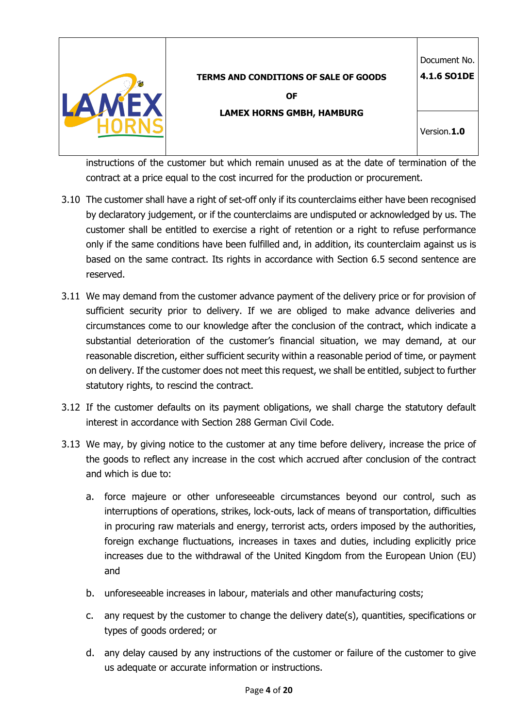instructions of the customer but which remain unused as at the date of termination of the contract at a price equal to the cost incurred for the production or procurement.

3.10 The customer shall have a right of set-off only if its counterclaims either have been recognised by declaratory judgement, or if the counterclaims are undisputed or acknowledged by us. The customer shall be entitled to exercise a right of retention or a right to refuse performance only if the same conditions have been fulfilled and, in addition, its counterclaim against us is based on the same contract. Its rights in accordance with Section 6.5 second sentence are reserved.

3.11 We may demand from the customer advance payment of the delivery price or for provision of sufficient security prior to delivery. If we are obliged to make advance deliveries and circumstances come to our knowledge after the conclusion of the contract, which indicate a substantial deterioration of the customer's financial situation, we may demand, at our reasonable discretion, either sufficient security within a reasonable period of time, or payment on delivery. If the customer does not meet this request, we shall be entitled, subject to further statutory rights, to rescind the contract.

3.12 If the customer defaults on its payment obligations, we shall charge the statutory default interest in accordance with Section 288 German Civil Code.

3.13 We may, by giving notice to the customer at any time before delivery, increase the price of the goods to reflect any increase in the cost which accrued after conclusion of the contract and which is due to:

a. force majeure or other unforeseeable circumstances beyond our control, such as interruptions of operations, strikes, lock-outs, lack of means of transportation, difficulties in procuring raw materials and energy, terrorist acts, orders imposed by the authorities, foreign exchange fluctuations, increases in taxes and duties, including explicitly price increases due to the withdrawal of the United Kingdom from the European Union (EU) and

b. unforeseeable increases in labour, materials and other manufacturing costs;

c. any request by the customer to change the delivery date(s), quantities, specifications or types of goods ordered; or

d. any delay caused by any instructions of the customer or failure of the customer to give us adequate or accurate information or instructions.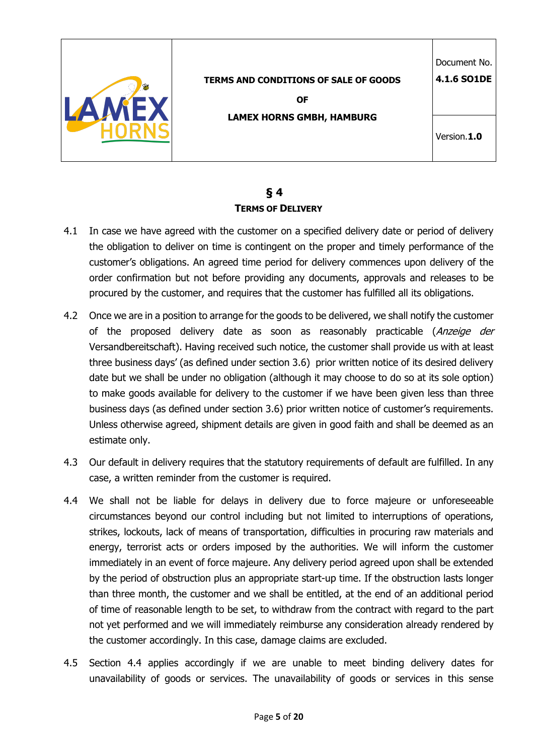## § 4
### Terms of Delivery

4.1 In case we have agreed with the customer on a specified delivery date or period of delivery the obligation to deliver on time is contingent on the proper and timely performance of the customer's obligations. An agreed time period for delivery commences upon delivery of the order confirmation but not before providing any documents, approvals and releases to be procured by the customer, and requires that the customer has fulfilled all its obligations.

4.2 Once we are in a position to arrange for the goods to be delivered, we shall notify the customer of the proposed delivery date as soon as reasonably practicable (*Anzeige der* Versandbereitschaft). Having received such notice, the customer shall provide us with at least three business days' (as defined under section 3.6) prior written notice of its desired delivery date but we shall be under no obligation (although it may choose to do so at its sole option) to make goods available for delivery to the customer if we have been given less than three business days (as defined under section 3.6) prior written notice of customer's requirements. Unless otherwise agreed, shipment details are given in good faith and shall be deemed as an estimate only.

4.3 Our default in delivery requires that the statutory requirements of default are fulfilled. In any case, a written reminder from the customer is required.

4.4 We shall not be liable for delays in delivery due to force majeure or unforeseeable circumstances beyond our control including but not limited to interruptions of operations, strikes, lockouts, lack of means of transportation, difficulties in procuring raw materials and energy, terrorist acts or orders imposed by the authorities. We will inform the customer immediately in an event of force majeure. Any delivery period agreed upon shall be extended by the period of obstruction plus an appropriate start-up time. If the obstruction lasts longer than three month, the customer and we shall be entitled, at the end of an additional period of time of reasonable length to be set, to withdraw from the contract with regard to the part not yet performed and we will immediately reimburse any consideration already rendered by the customer accordingly. In this case, damage claims are excluded.

4.5 Section 4.4 applies accordingly if we are unable to meet binding delivery dates for unavailability of goods or services. The unavailability of goods or services in this sense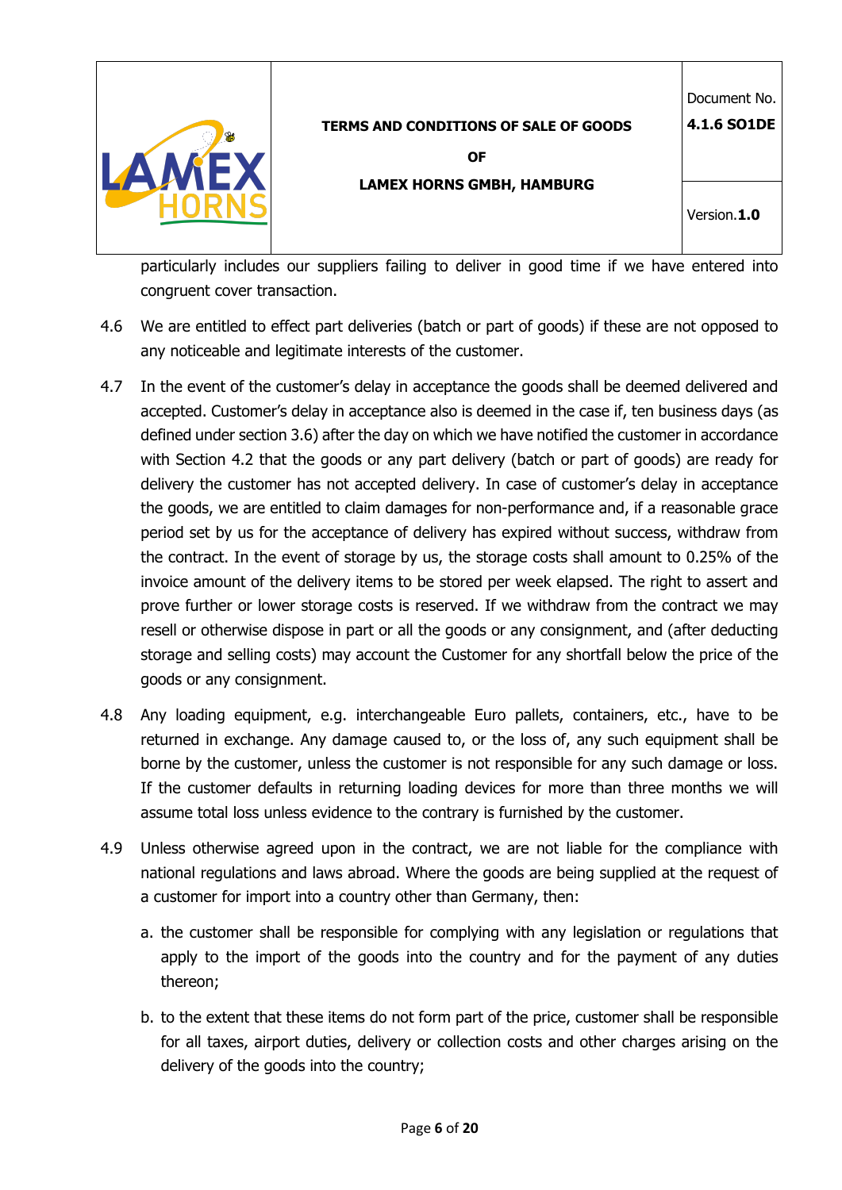particularly includes our suppliers failing to deliver in good time if we have entered into congruent cover transaction.

4.6 We are entitled to effect part deliveries (batch or part of goods) if these are not opposed to any noticeable and legitimate interests of the customer.

4.7 In the event of the customer's delay in acceptance the goods shall be deemed delivered and accepted. Customer's delay in acceptance also is deemed in the case if, ten business days (as defined under section 3.6) after the day on which we have notified the customer in accordance with Section 4.2 that the goods or any part delivery (batch or part of goods) are ready for delivery the customer has not accepted delivery. In case of customer's delay in acceptance the goods, we are entitled to claim damages for non-performance and, if a reasonable grace period set by us for the acceptance of delivery has expired without success, withdraw from the contract. In the event of storage by us, the storage costs shall amount to 0.25% of the invoice amount of the delivery items to be stored per week elapsed. The right to assert and prove further or lower storage costs is reserved. If we withdraw from the contract we may resell or otherwise dispose in part or all the goods or any consignment, and (after deducting storage and selling costs) may account the Customer for any shortfall below the price of the goods or any consignment.

4.8 Any loading equipment, e.g. interchangeable Euro pallets, containers, etc., have to be returned in exchange. Any damage caused to, or the loss of, any such equipment shall be borne by the customer, unless the customer is not responsible for any such damage or loss. If the customer defaults in returning loading devices for more than three months we will assume total loss unless evidence to the contrary is furnished by the customer.

4.9 Unless otherwise agreed upon in the contract, we are not liable for the compliance with national regulations and laws abroad. Where the goods are being supplied at the request of a customer for import into a country other than Germany, then:

a. the customer shall be responsible for complying with any legislation or regulations that apply to the import of the goods into the country and for the payment of any duties thereon;

b. to the extent that these items do not form part of the price, customer shall be responsible for all taxes, airport duties, delivery or collection costs and other charges arising on the delivery of the goods into the country;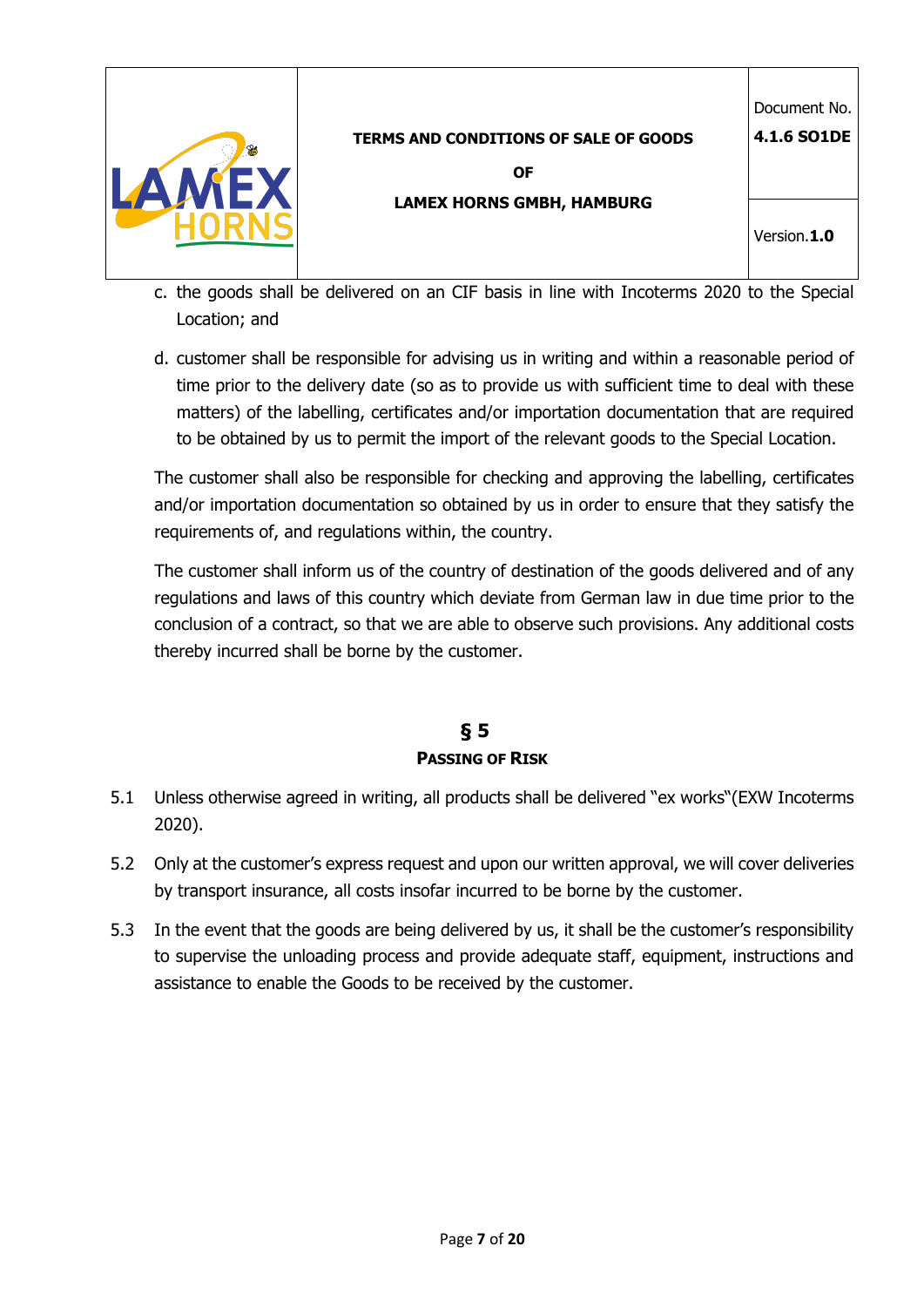c. the goods shall be delivered on an CIF basis in line with Incoterms 2020 to the Special Location; and

d. customer shall be responsible for advising us in writing and within a reasonable period of time prior to the delivery date (so as to provide us with sufficient time to deal with these matters) of the labelling, certificates and/or importation documentation that are required to be obtained by us to permit the import of the relevant goods to the Special Location.

The customer shall also be responsible for checking and approving the labelling, certificates and/or importation documentation so obtained by us in order to ensure that they satisfy the requirements of, and regulations within, the country.

The customer shall inform us of the country of destination of the goods delivered and of any regulations and laws of this country which deviate from German law in due time prior to the conclusion of a contract, so that we are able to observe such provisions. Any additional costs thereby incurred shall be borne by the customer.

## § 5
## PASSING OF RISK

5.1 Unless otherwise agreed in writing, all products shall be delivered "ex works"(EXW Incoterms 2020).

5.2 Only at the customer's express request and upon our written approval, we will cover deliveries by transport insurance, all costs insofar incurred to be borne by the customer.

5.3 In the event that the goods are being delivered by us, it shall be the customer's responsibility to supervise the unloading process and provide adequate staff, equipment, instructions and assistance to enable the Goods to be received by the customer.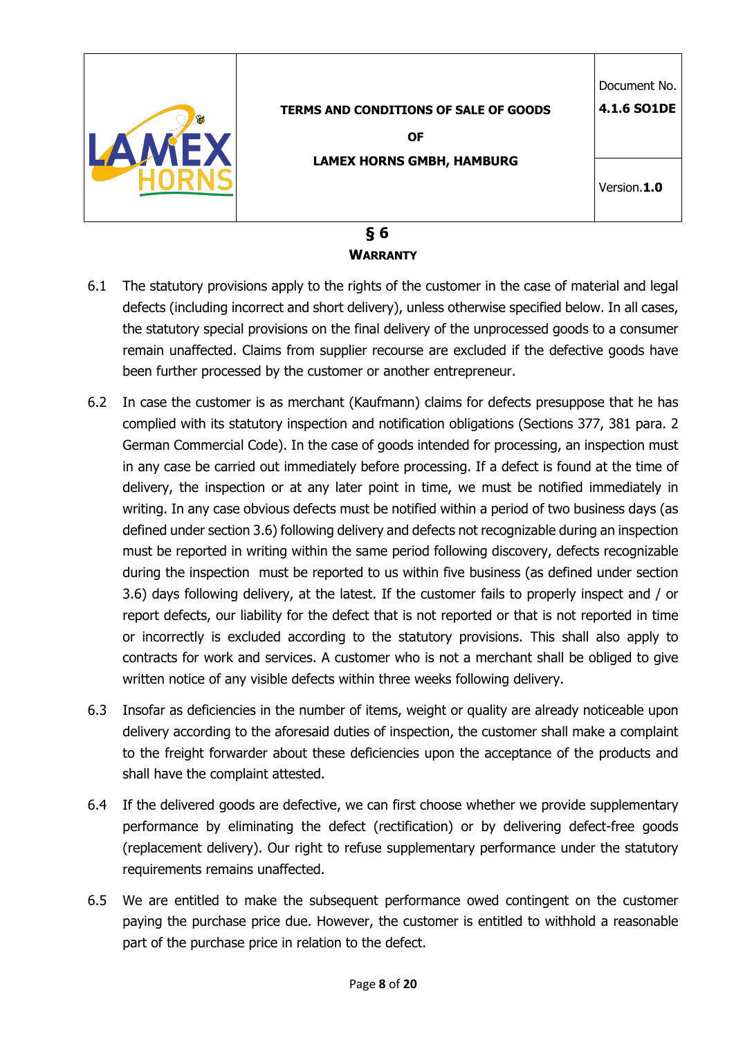## § 6
### Warranty

6.1 The statutory provisions apply to the rights of the customer in the case of material and legal defects (including incorrect and short delivery), unless otherwise specified below. In all cases, the statutory special provisions on the final delivery of the unprocessed goods to a consumer remain unaffected. Claims from supplier recourse are excluded if the defective goods have been further processed by the customer or another entrepreneur.

6.2 In case the customer is as merchant (Kaufmann) claims for defects presuppose that he has complied with its statutory inspection and notification obligations (Sections 377, 381 para. 2 German Commercial Code). In the case of goods intended for processing, an inspection must in any case be carried out immediately before processing. If a defect is found at the time of delivery, the inspection or at any later point in time, we must be notified immediately in writing. In any case obvious defects must be notified within a period of two business days (as defined under section 3.6) following delivery and defects not recognizable during an inspection must be reported in writing within the same period following discovery, defects recognizable during the inspection must be reported to us within five business (as defined under section 3.6) days following delivery, at the latest. If the customer fails to properly inspect and / or report defects, our liability for the defect that is not reported or that is not reported in time or incorrectly is excluded according to the statutory provisions. This shall also apply to contracts for work and services. A customer who is not a merchant shall be obliged to give written notice of any visible defects within three weeks following delivery.

6.3 Insofar as deficiencies in the number of items, weight or quality are already noticeable upon delivery according to the aforesaid duties of inspection, the customer shall make a complaint to the freight forwarder about these deficiencies upon the acceptance of the products and shall have the complaint attested.

6.4 If the delivered goods are defective, we can first choose whether we provide supplementary performance by eliminating the defect (rectification) or by delivering defect-free goods (replacement delivery). Our right to refuse supplementary performance under the statutory requirements remains unaffected.

6.5 We are entitled to make the subsequent performance owed contingent on the customer paying the purchase price due. However, the customer is entitled to withhold a reasonable part of the purchase price in relation to the defect.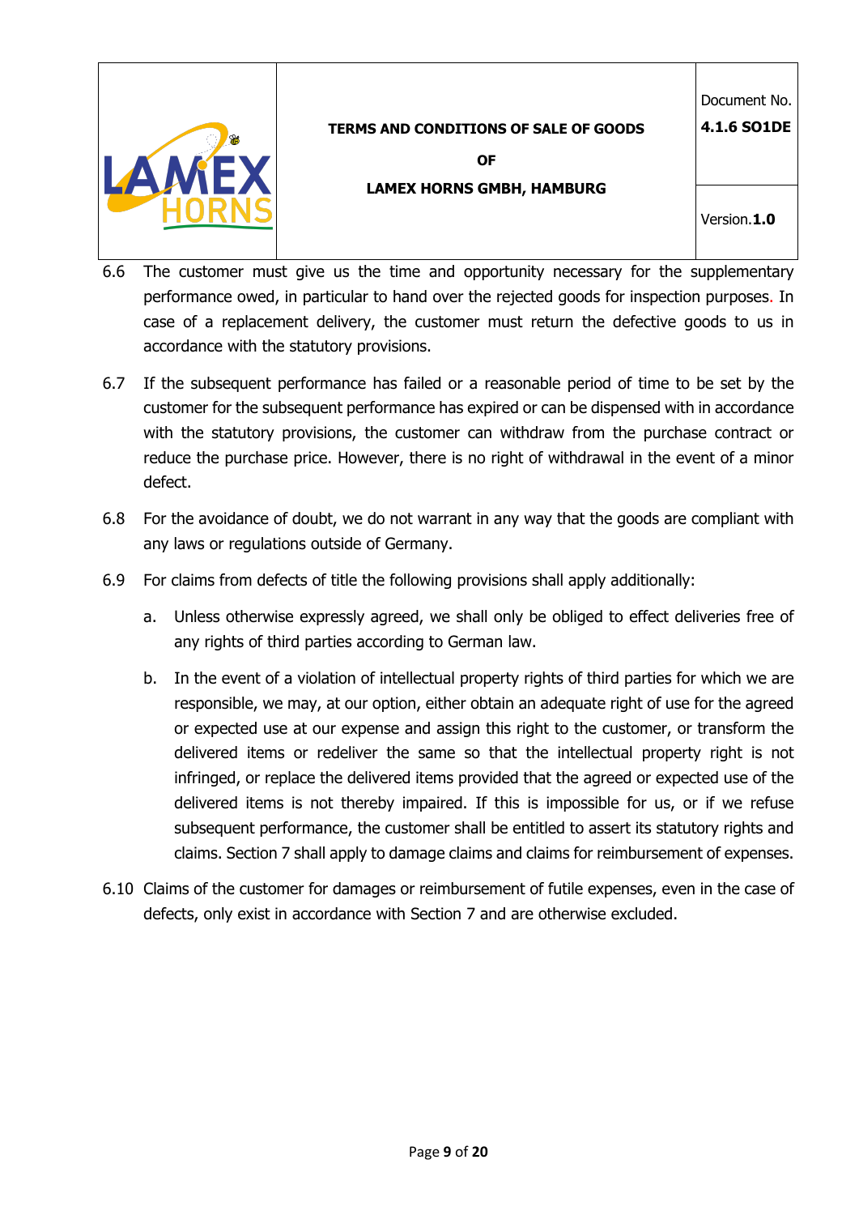6.6 The customer must give us the time and opportunity necessary for the supplementary performance owed, in particular to hand over the rejected goods for inspection purposes. In case of a replacement delivery, the customer must return the defective goods to us in accordance with the statutory provisions.

6.7 If the subsequent performance has failed or a reasonable period of time to be set by the customer for the subsequent performance has expired or can be dispensed with in accordance with the statutory provisions, the customer can withdraw from the purchase contract or reduce the purchase price. However, there is no right of withdrawal in the event of a minor defect.

6.8 For the avoidance of doubt, we do not warrant in any way that the goods are compliant with any laws or regulations outside of Germany.

6.9 For claims from defects of title the following provisions shall apply additionally:

a. Unless otherwise expressly agreed, we shall only be obliged to effect deliveries free of any rights of third parties according to German law.

b. In the event of a violation of intellectual property rights of third parties for which we are responsible, we may, at our option, either obtain an adequate right of use for the agreed or expected use at our expense and assign this right to the customer, or transform the delivered items or redeliver the same so that the intellectual property right is not infringed, or replace the delivered items provided that the agreed or expected use of the delivered items is not thereby impaired. If this is impossible for us, or if we refuse subsequent performance, the customer shall be entitled to assert its statutory rights and claims. Section 7 shall apply to damage claims and claims for reimbursement of expenses.

6.10 Claims of the customer for damages or reimbursement of futile expenses, even in the case of defects, only exist in accordance with Section 7 and are otherwise excluded.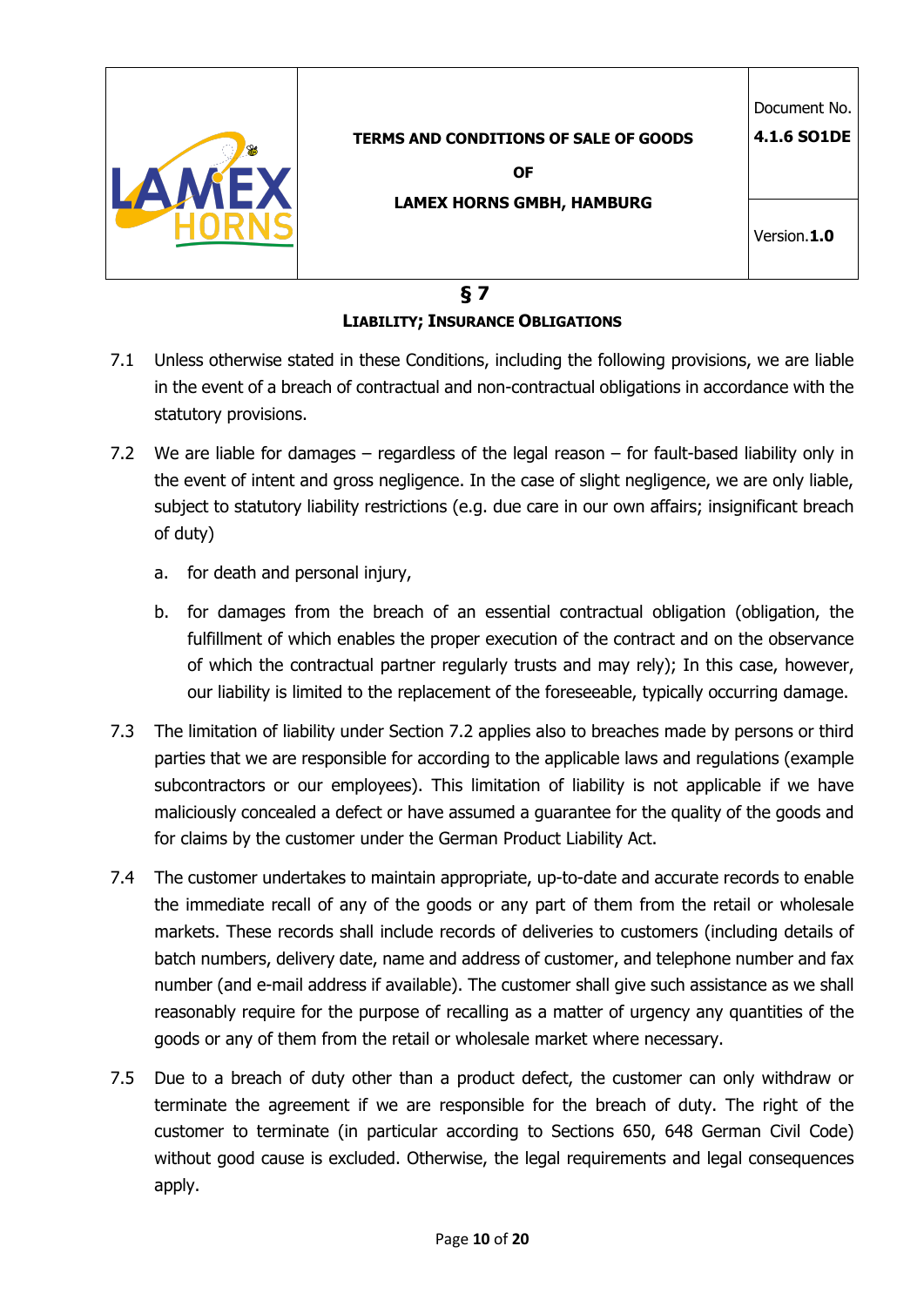## § 7

### LIABILITY; INSURANCE OBLIGATIONS

7.1 Unless otherwise stated in these Conditions, including the following provisions, we are liable in the event of a breach of contractual and non-contractual obligations in accordance with the statutory provisions.

7.2 We are liable for damages – regardless of the legal reason – for fault-based liability only in the event of intent and gross negligence. In the case of slight negligence, we are only liable, subject to statutory liability restrictions (e.g. due care in our own affairs; insignificant breach of duty)

a. for death and personal injury,

b. for damages from the breach of an essential contractual obligation (obligation, the fulfillment of which enables the proper execution of the contract and on the observance of which the contractual partner regularly trusts and may rely); In this case, however, our liability is limited to the replacement of the foreseeable, typically occurring damage.

7.3 The limitation of liability under Section 7.2 applies also to breaches made by persons or third parties that we are responsible for according to the applicable laws and regulations (example subcontractors or our employees). This limitation of liability is not applicable if we have maliciously concealed a defect or have assumed a guarantee for the quality of the goods and for claims by the customer under the German Product Liability Act.

7.4 The customer undertakes to maintain appropriate, up-to-date and accurate records to enable the immediate recall of any of the goods or any part of them from the retail or wholesale markets. These records shall include records of deliveries to customers (including details of batch numbers, delivery date, name and address of customer, and telephone number and fax number (and e-mail address if available). The customer shall give such assistance as we shall reasonably require for the purpose of recalling as a matter of urgency any quantities of the goods or any of them from the retail or wholesale market where necessary.

7.5 Due to a breach of duty other than a product defect, the customer can only withdraw or terminate the agreement if we are responsible for the breach of duty. The right of the customer to terminate (in particular according to Sections 650, 648 German Civil Code) without good cause is excluded. Otherwise, the legal requirements and legal consequences apply.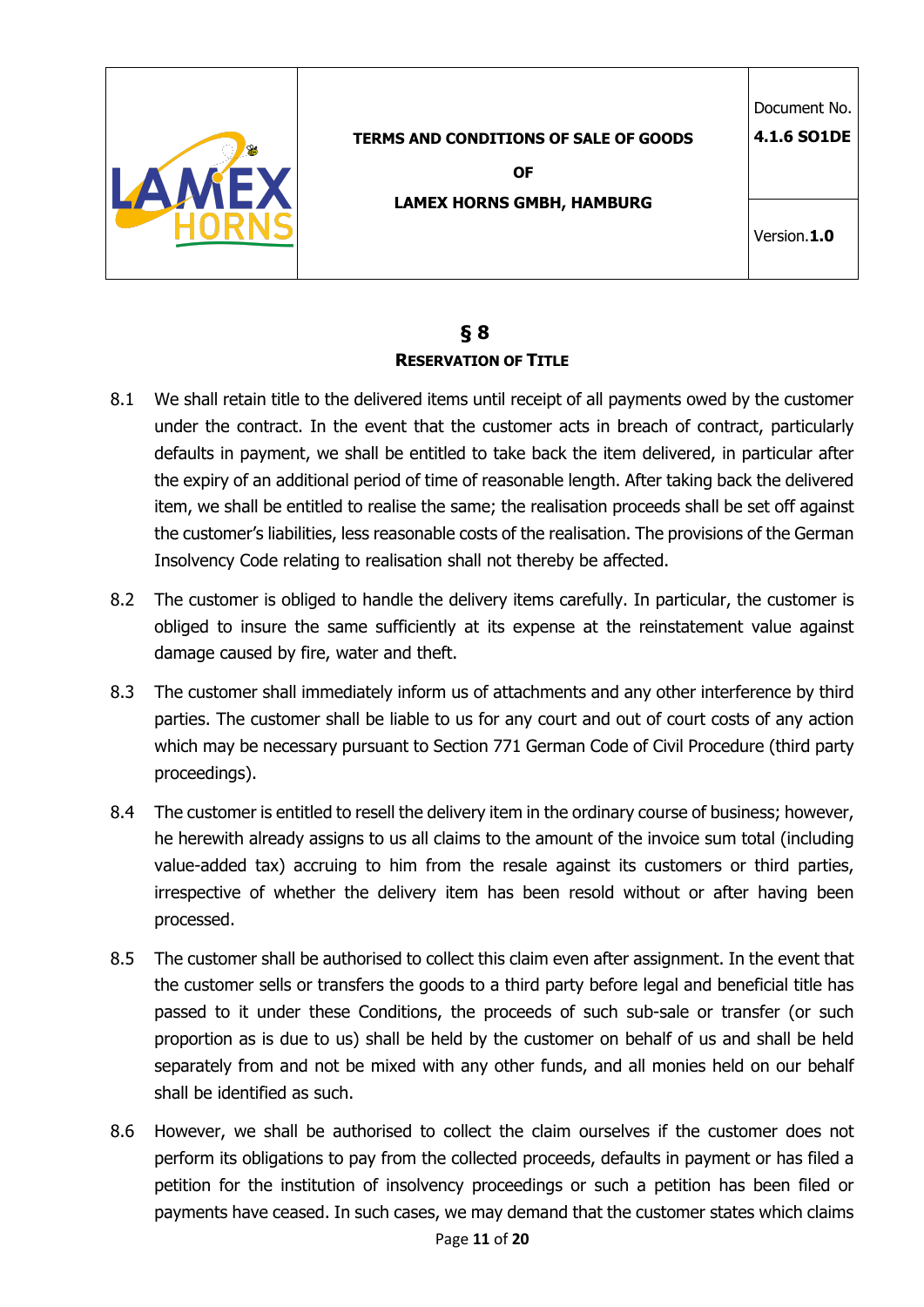## § 8
### Reservation of Title

8.1 We shall retain title to the delivered items until receipt of all payments owed by the customer under the contract. In the event that the customer acts in breach of contract, particularly defaults in payment, we shall be entitled to take back the item delivered, in particular after the expiry of an additional period of time of reasonable length. After taking back the delivered item, we shall be entitled to realise the same; the realisation proceeds shall be set off against the customer's liabilities, less reasonable costs of the realisation. The provisions of the German Insolvency Code relating to realisation shall not thereby be affected.

8.2 The customer is obliged to handle the delivery items carefully. In particular, the customer is obliged to insure the same sufficiently at its expense at the reinstatement value against damage caused by fire, water and theft.

8.3 The customer shall immediately inform us of attachments and any other interference by third parties. The customer shall be liable to us for any court and out of court costs of any action which may be necessary pursuant to Section 771 German Code of Civil Procedure (third party proceedings).

8.4 The customer is entitled to resell the delivery item in the ordinary course of business; however, he herewith already assigns to us all claims to the amount of the invoice sum total (including value-added tax) accruing to him from the resale against its customers or third parties, irrespective of whether the delivery item has been resold without or after having been processed.

8.5 The customer shall be authorised to collect this claim even after assignment. In the event that the customer sells or transfers the goods to a third party before legal and beneficial title has passed to it under these Conditions, the proceeds of such sub-sale or transfer (or such proportion as is due to us) shall be held by the customer on behalf of us and shall be held separately from and not be mixed with any other funds, and all monies held on our behalf shall be identified as such.

8.6 However, we shall be authorised to collect the claim ourselves if the customer does not perform its obligations to pay from the collected proceeds, defaults in payment or has filed a petition for the institution of insolvency proceedings or such a petition has been filed or payments have ceased. In such cases, we may demand that the customer states which claims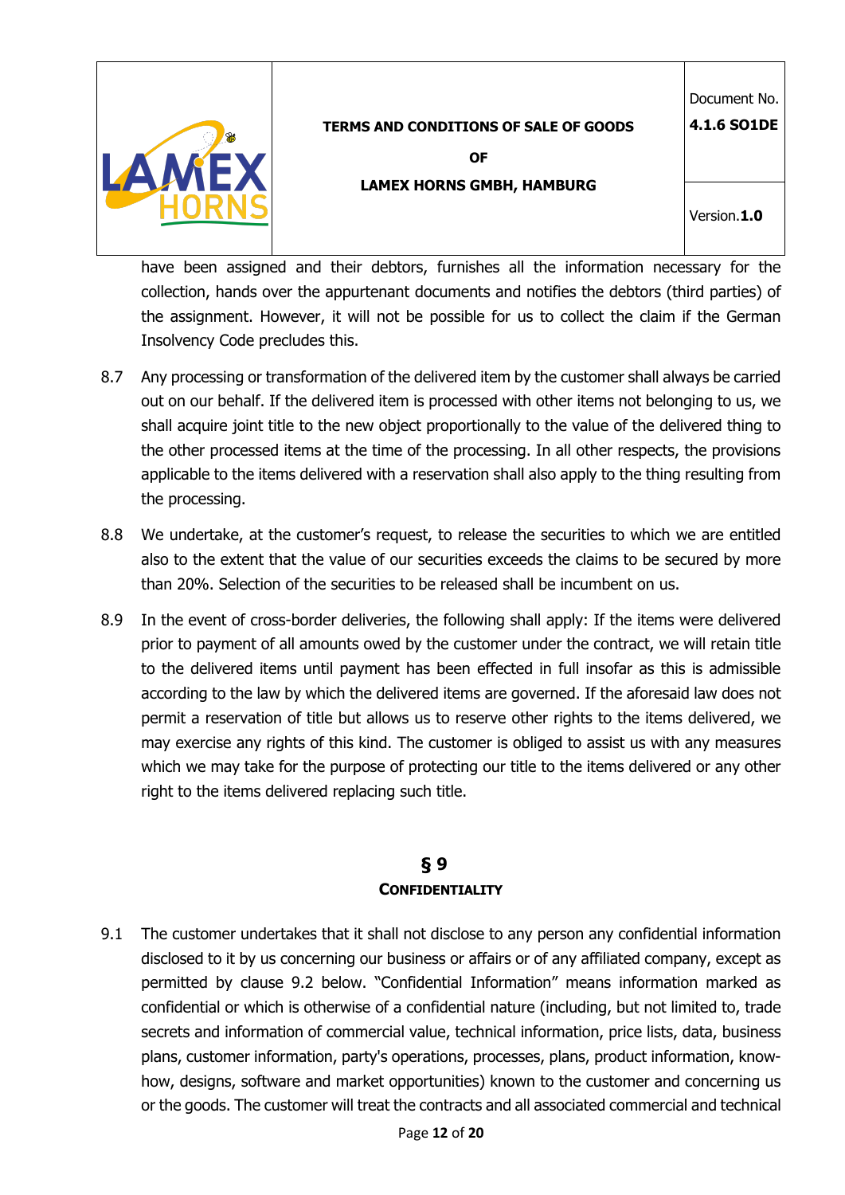have been assigned and their debtors, furnishes all the information necessary for the collection, hands over the appurtenant documents and notifies the debtors (third parties) of the assignment. However, it will not be possible for us to collect the claim if the German Insolvency Code precludes this.

8.7 Any processing or transformation of the delivered item by the customer shall always be carried out on our behalf. If the delivered item is processed with other items not belonging to us, we shall acquire joint title to the new object proportionally to the value of the delivered thing to the other processed items at the time of the processing. In all other respects, the provisions applicable to the items delivered with a reservation shall also apply to the thing resulting from the processing.

8.8 We undertake, at the customer's request, to release the securities to which we are entitled also to the extent that the value of our securities exceeds the claims to be secured by more than 20%. Selection of the securities to be released shall be incumbent on us.

8.9 In the event of cross-border deliveries, the following shall apply: If the items were delivered prior to payment of all amounts owed by the customer under the contract, we will retain title to the delivered items until payment has been effected in full insofar as this is admissible according to the law by which the delivered items are governed. If the aforesaid law does not permit a reservation of title but allows us to reserve other rights to the items delivered, we may exercise any rights of this kind. The customer is obliged to assist us with any measures which we may take for the purpose of protecting our title to the items delivered or any other right to the items delivered replacing such title.

## § 9
## Confidentiality

9.1 The customer undertakes that it shall not disclose to any person any confidential information disclosed to it by us concerning our business or affairs or of any affiliated company, except as permitted by clause 9.2 below. "Confidential Information" means information marked as confidential or which is otherwise of a confidential nature (including, but not limited to, trade secrets and information of commercial value, technical information, price lists, data, business plans, customer information, party's operations, processes, plans, product information, know-how, designs, software and market opportunities) known to the customer and concerning us or the goods. The customer will treat the contracts and all associated commercial and technical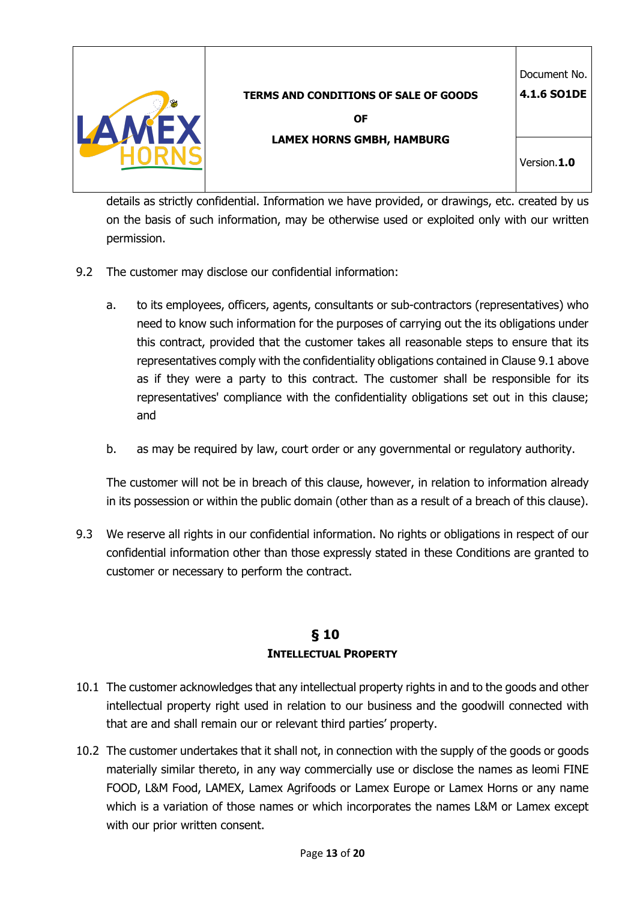details as strictly confidential. Information we have provided, or drawings, etc. created by us on the basis of such information, may be otherwise used or exploited only with our written permission.

9.2 The customer may disclose our confidential information:

a. to its employees, officers, agents, consultants or sub-contractors (representatives) who need to know such information for the purposes of carrying out the its obligations under this contract, provided that the customer takes all reasonable steps to ensure that its representatives comply with the confidentiality obligations contained in Clause 9.1 above as if they were a party to this contract. The customer shall be responsible for its representatives' compliance with the confidentiality obligations set out in this clause; and

b. as may be required by law, court order or any governmental or regulatory authority.

The customer will not be in breach of this clause, however, in relation to information already in its possession or within the public domain (other than as a result of a breach of this clause).

9.3 We reserve all rights in our confidential information. No rights or obligations in respect of our confidential information other than those expressly stated in these Conditions are granted to customer or necessary to perform the contract.

## § 10
## INTELLECTUAL PROPERTY

10.1 The customer acknowledges that any intellectual property rights in and to the goods and other intellectual property right used in relation to our business and the goodwill connected with that are and shall remain our or relevant third parties' property.

10.2 The customer undertakes that it shall not, in connection with the supply of the goods or goods materially similar thereto, in any way commercially use or disclose the names as leomi FINE FOOD, L&M Food, LAMEX, Lamex Agrifoods or Lamex Europe or Lamex Horns or any name which is a variation of those names or which incorporates the names L&M or Lamex except with our prior written consent.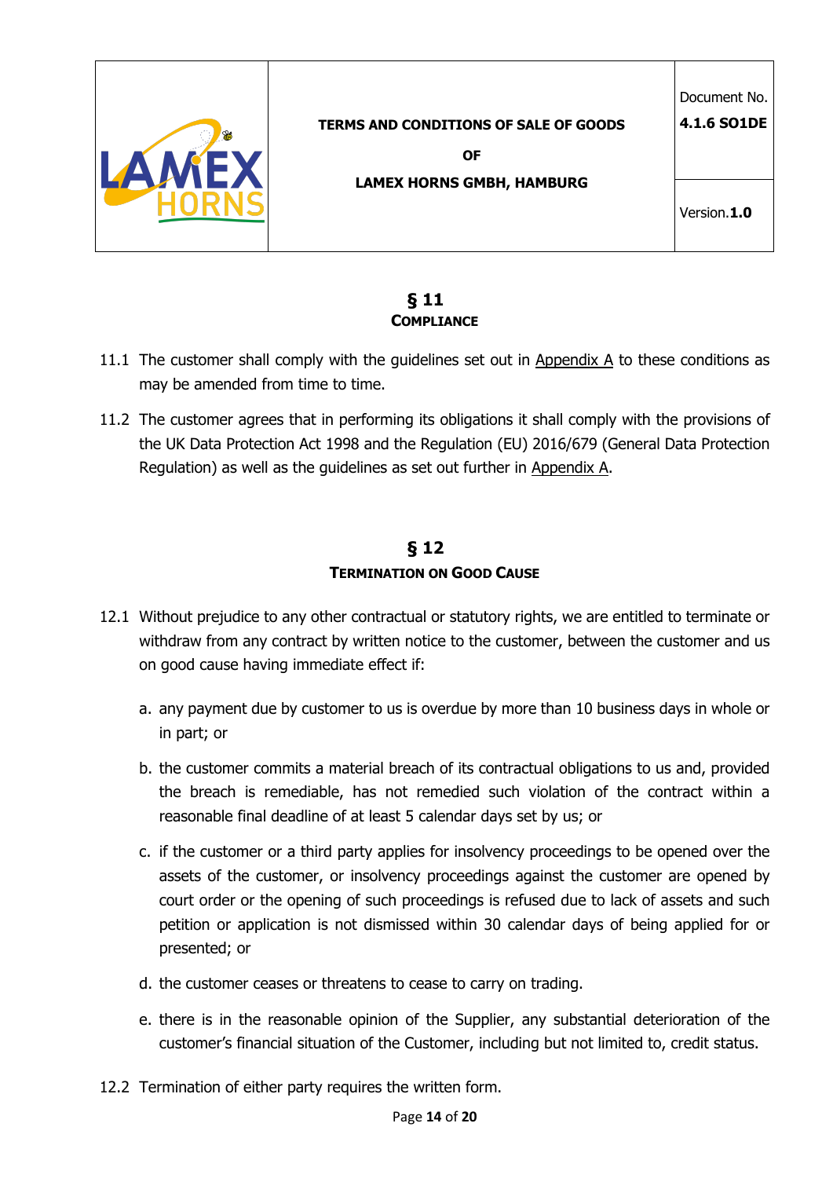## § 11
## Compliance

11.1 The customer shall comply with the guidelines set out in Appendix A to these conditions as may be amended from time to time.

11.2 The customer agrees that in performing its obligations it shall comply with the provisions of the UK Data Protection Act 1998 and the Regulation (EU) 2016/679 (General Data Protection Regulation) as well as the guidelines as set out further in Appendix A.

## § 12
## Termination on Good Cause

12.1 Without prejudice to any other contractual or statutory rights, we are entitled to terminate or withdraw from any contract by written notice to the customer, between the customer and us on good cause having immediate effect if:

a. any payment due by customer to us is overdue by more than 10 business days in whole or in part; or

b. the customer commits a material breach of its contractual obligations to us and, provided the breach is remediable, has not remedied such violation of the contract within a reasonable final deadline of at least 5 calendar days set by us; or

c. if the customer or a third party applies for insolvency proceedings to be opened over the assets of the customer, or insolvency proceedings against the customer are opened by court order or the opening of such proceedings is refused due to lack of assets and such petition or application is not dismissed within 30 calendar days of being applied for or presented; or

d. the customer ceases or threatens to cease to carry on trading.

e. there is in the reasonable opinion of the Supplier, any substantial deterioration of the customer's financial situation of the Customer, including but not limited to, credit status.

12.2 Termination of either party requires the written form.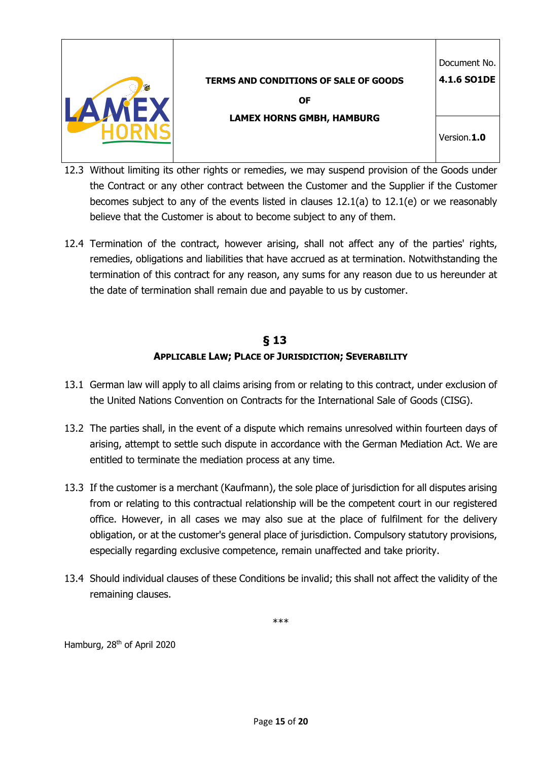12.3 Without limiting its other rights or remedies, we may suspend provision of the Goods under the Contract or any other contract between the Customer and the Supplier if the Customer becomes subject to any of the events listed in clauses 12.1(a) to 12.1(e) or we reasonably believe that the Customer is about to become subject to any of them.

12.4 Termination of the contract, however arising, shall not affect any of the parties' rights, remedies, obligations and liabilities that have accrued as at termination. Notwithstanding the termination of this contract for any reason, any sums for any reason due to us hereunder at the date of termination shall remain due and payable to us by customer.

## § 13

### Applicable Law; Place of Jurisdiction; Severability

13.1 German law will apply to all claims arising from or relating to this contract, under exclusion of the United Nations Convention on Contracts for the International Sale of Goods (CISG).

13.2 The parties shall, in the event of a dispute which remains unresolved within fourteen days of arising, attempt to settle such dispute in accordance with the German Mediation Act. We are entitled to terminate the mediation process at any time.

13.3 If the customer is a merchant (Kaufmann), the sole place of jurisdiction for all disputes arising from or relating to this contractual relationship will be the competent court in our registered office. However, in all cases we may also sue at the place of fulfilment for the delivery obligation, or at the customer's general place of jurisdiction. Compulsory statutory provisions, especially regarding exclusive competence, remain unaffected and take priority.

13.4 Should individual clauses of these Conditions be invalid; this shall not affect the validity of the remaining clauses.

***

Hamburg, 28th of April 2020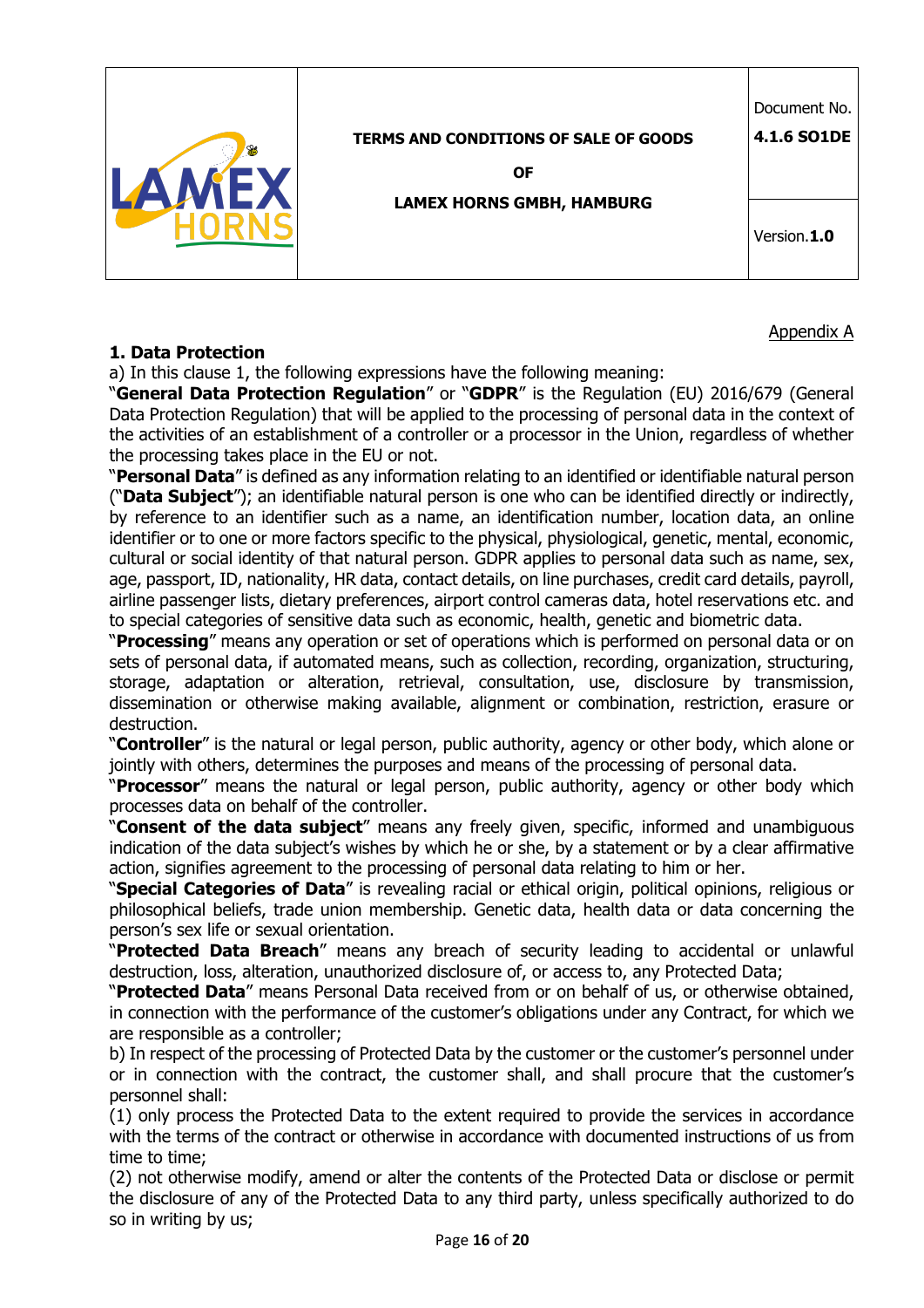Appendix A

**1. Data Protection**

a) In this clause 1, the following expressions have the following meaning:

"**General Data Protection Regulation**" or "**GDPR**" is the Regulation (EU) 2016/679 (General Data Protection Regulation) that will be applied to the processing of personal data in the context of the activities of an establishment of a controller or a processor in the Union, regardless of whether the processing takes place in the EU or not.

"**Personal Data**" is defined as any information relating to an identified or identifiable natural person ("**Data Subject**"); an identifiable natural person is one who can be identified directly or indirectly, by reference to an identifier such as a name, an identification number, location data, an online identifier or to one or more factors specific to the physical, physiological, genetic, mental, economic, cultural or social identity of that natural person. GDPR applies to personal data such as name, sex, age, passport, ID, nationality, HR data, contact details, on line purchases, credit card details, payroll, airline passenger lists, dietary preferences, airport control cameras data, hotel reservations etc. and to special categories of sensitive data such as economic, health, genetic and biometric data.

"**Processing**" means any operation or set of operations which is performed on personal data or on sets of personal data, if automated means, such as collection, recording, organization, structuring, storage, adaptation or alteration, retrieval, consultation, use, disclosure by transmission, dissemination or otherwise making available, alignment or combination, restriction, erasure or destruction.

"**Controller**" is the natural or legal person, public authority, agency or other body, which alone or jointly with others, determines the purposes and means of the processing of personal data.

"**Processor**" means the natural or legal person, public authority, agency or other body which processes data on behalf of the controller.

"**Consent of the data subject**" means any freely given, specific, informed and unambiguous indication of the data subject's wishes by which he or she, by a statement or by a clear affirmative action, signifies agreement to the processing of personal data relating to him or her.

"**Special Categories of Data**" is revealing racial or ethical origin, political opinions, religious or philosophical beliefs, trade union membership. Genetic data, health data or data concerning the person's sex life or sexual orientation.

"**Protected Data Breach**" means any breach of security leading to accidental or unlawful destruction, loss, alteration, unauthorized disclosure of, or access to, any Protected Data;

"**Protected Data**" means Personal Data received from or on behalf of us, or otherwise obtained, in connection with the performance of the customer's obligations under any Contract, for which we are responsible as a controller;

b) In respect of the processing of Protected Data by the customer or the customer's personnel under or in connection with the contract, the customer shall, and shall procure that the customer's personnel shall:

(1) only process the Protected Data to the extent required to provide the services in accordance with the terms of the contract or otherwise in accordance with documented instructions of us from time to time;

(2) not otherwise modify, amend or alter the contents of the Protected Data or disclose or permit the disclosure of any of the Protected Data to any third party, unless specifically authorized to do so in writing by us;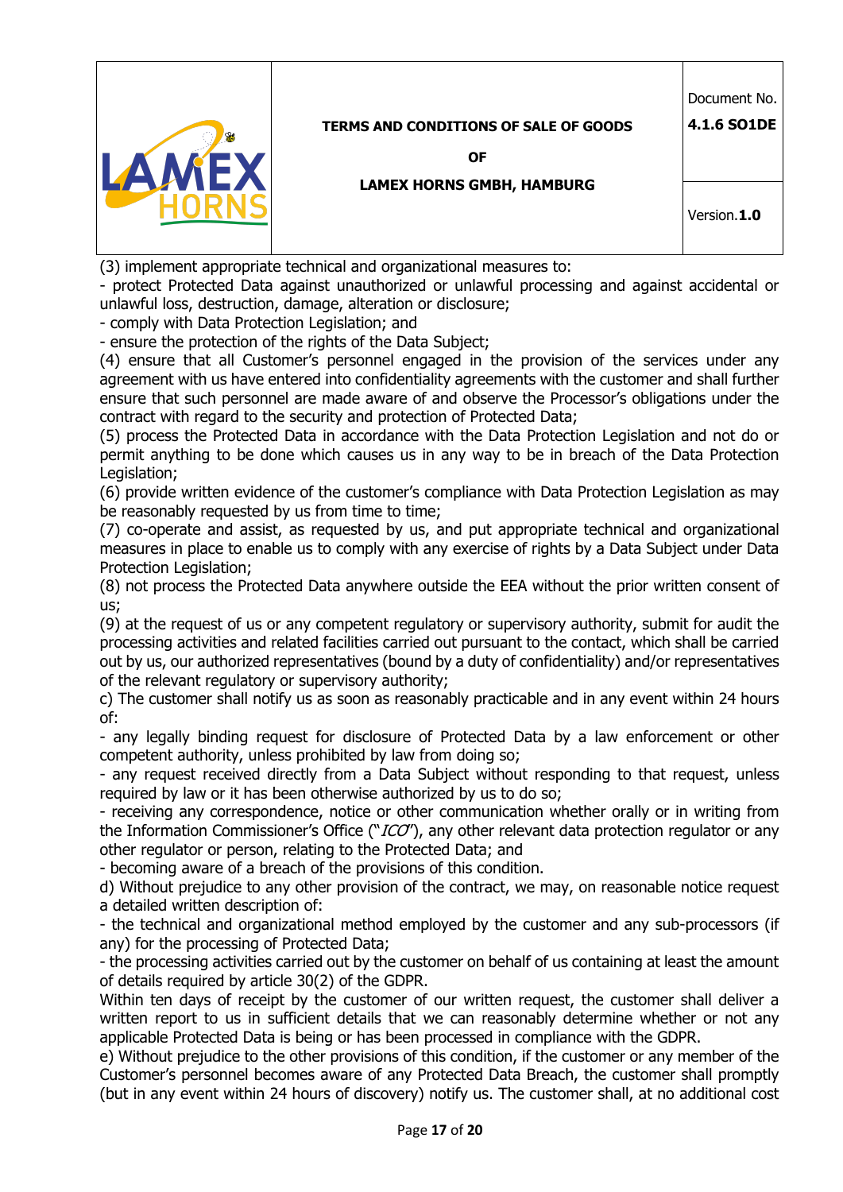(3) implement appropriate technical and organizational measures to:

- protect Protected Data against unauthorized or unlawful processing and against accidental or unlawful loss, destruction, damage, alteration or disclosure;
- comply with Data Protection Legislation; and
- ensure the protection of the rights of the Data Subject;

(4) ensure that all Customer's personnel engaged in the provision of the services under any agreement with us have entered into confidentiality agreements with the customer and shall further ensure that such personnel are made aware of and observe the Processor's obligations under the contract with regard to the security and protection of Protected Data;

(5) process the Protected Data in accordance with the Data Protection Legislation and not do or permit anything to be done which causes us in any way to be in breach of the Data Protection Legislation;

(6) provide written evidence of the customer's compliance with Data Protection Legislation as may be reasonably requested by us from time to time;

(7) co-operate and assist, as requested by us, and put appropriate technical and organizational measures in place to enable us to comply with any exercise of rights by a Data Subject under Data Protection Legislation;

(8) not process the Protected Data anywhere outside the EEA without the prior written consent of us;

(9) at the request of us or any competent regulatory or supervisory authority, submit for audit the processing activities and related facilities carried out pursuant to the contact, which shall be carried out by us, our authorized representatives (bound by a duty of confidentiality) and/or representatives of the relevant regulatory or supervisory authority;

c) The customer shall notify us as soon as reasonably practicable and in any event within 24 hours of:

- any legally binding request for disclosure of Protected Data by a law enforcement or other competent authority, unless prohibited by law from doing so;
- any request received directly from a Data Subject without responding to that request, unless required by law or it has been otherwise authorized by us to do so;
- receiving any correspondence, notice or other communication whether orally or in writing from the Information Commissioner's Office ("*ICO*"), any other relevant data protection regulator or any other regulator or person, relating to the Protected Data; and
- becoming aware of a breach of the provisions of this condition.

d) Without prejudice to any other provision of the contract, we may, on reasonable notice request a detailed written description of:

- the technical and organizational method employed by the customer and any sub-processors (if any) for the processing of Protected Data;
- the processing activities carried out by the customer on behalf of us containing at least the amount of details required by article 30(2) of the GDPR.

Within ten days of receipt by the customer of our written request, the customer shall deliver a written report to us in sufficient details that we can reasonably determine whether or not any applicable Protected Data is being or has been processed in compliance with the GDPR.

e) Without prejudice to the other provisions of this condition, if the customer or any member of the Customer's personnel becomes aware of any Protected Data Breach, the customer shall promptly (but in any event within 24 hours of discovery) notify us. The customer shall, at no additional cost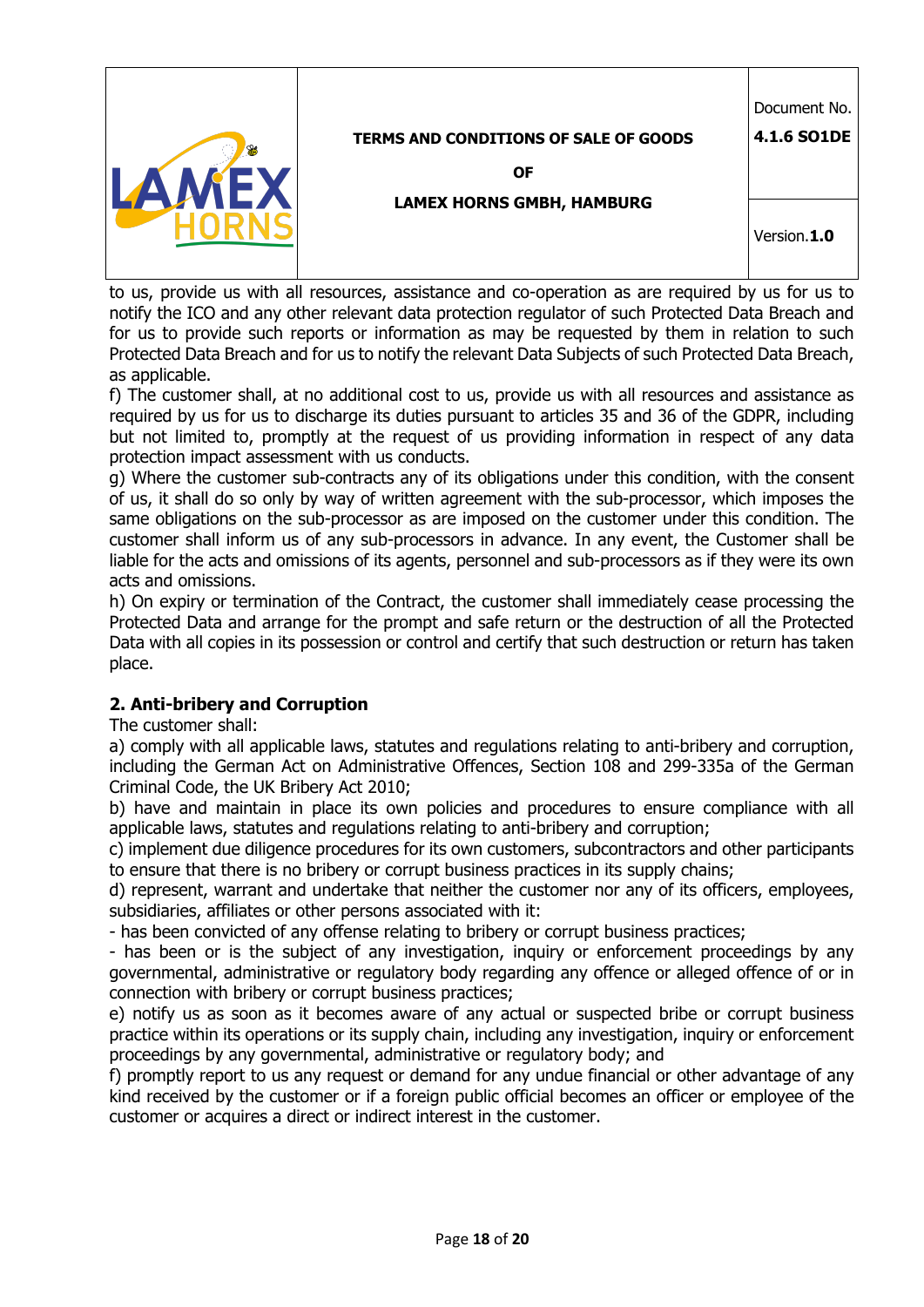to us, provide us with all resources, assistance and co-operation as are required by us for us to notify the ICO and any other relevant data protection regulator of such Protected Data Breach and for us to provide such reports or information as may be requested by them in relation to such Protected Data Breach and for us to notify the relevant Data Subjects of such Protected Data Breach, as applicable.

f) The customer shall, at no additional cost to us, provide us with all resources and assistance as required by us for us to discharge its duties pursuant to articles 35 and 36 of the GDPR, including but not limited to, promptly at the request of us providing information in respect of any data protection impact assessment with us conducts.

g) Where the customer sub-contracts any of its obligations under this condition, with the consent of us, it shall do so only by way of written agreement with the sub-processor, which imposes the same obligations on the sub-processor as are imposed on the customer under this condition. The customer shall inform us of any sub-processors in advance. In any event, the Customer shall be liable for the acts and omissions of its agents, personnel and sub-processors as if they were its own acts and omissions.

h) On expiry or termination of the Contract, the customer shall immediately cease processing the Protected Data and arrange for the prompt and safe return or the destruction of all the Protected Data with all copies in its possession or control and certify that such destruction or return has taken place.

## 2. Anti-bribery and Corruption

The customer shall:

a) comply with all applicable laws, statutes and regulations relating to anti-bribery and corruption, including the German Act on Administrative Offences, Section 108 and 299-335a of the German Criminal Code, the UK Bribery Act 2010;

b) have and maintain in place its own policies and procedures to ensure compliance with all applicable laws, statutes and regulations relating to anti-bribery and corruption;

c) implement due diligence procedures for its own customers, subcontractors and other participants to ensure that there is no bribery or corrupt business practices in its supply chains;

d) represent, warrant and undertake that neither the customer nor any of its officers, employees, subsidiaries, affiliates or other persons associated with it:

- has been convicted of any offense relating to bribery or corrupt business practices;
- has been or is the subject of any investigation, inquiry or enforcement proceedings by any governmental, administrative or regulatory body regarding any offence or alleged offence of or in connection with bribery or corrupt business practices;

e) notify us as soon as it becomes aware of any actual or suspected bribe or corrupt business practice within its operations or its supply chain, including any investigation, inquiry or enforcement proceedings by any governmental, administrative or regulatory body; and

f) promptly report to us any request or demand for any undue financial or other advantage of any kind received by the customer or if a foreign public official becomes an officer or employee of the customer or acquires a direct or indirect interest in the customer.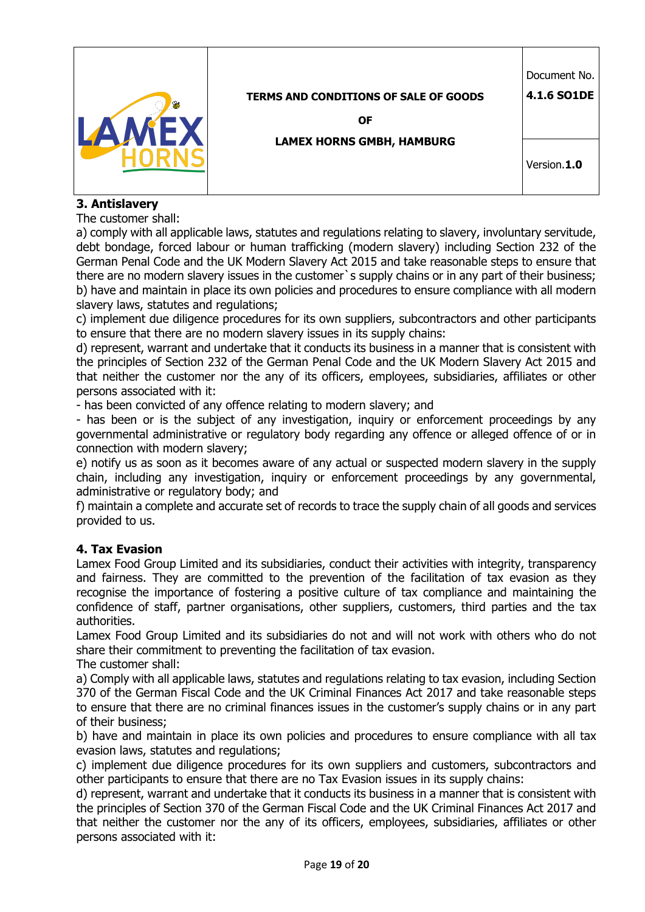### 3. Antislavery

The customer shall:

a) comply with all applicable laws, statutes and regulations relating to slavery, involuntary servitude, debt bondage, forced labour or human trafficking (modern slavery) including Section 232 of the German Penal Code and the UK Modern Slavery Act 2015 and take reasonable steps to ensure that there are no modern slavery issues in the customer`s supply chains or in any part of their business;
b) have and maintain in place its own policies and procedures to ensure compliance with all modern slavery laws, statutes and regulations;
c) implement due diligence procedures for its own suppliers, subcontractors and other participants to ensure that there are no modern slavery issues in its supply chains:
d) represent, warrant and undertake that it conducts its business in a manner that is consistent with the principles of Section 232 of the German Penal Code and the UK Modern Slavery Act 2015 and that neither the customer nor the any of its officers, employees, subsidiaries, affiliates or other persons associated with it:
- has been convicted of any offence relating to modern slavery; and
- has been or is the subject of any investigation, inquiry or enforcement proceedings by any governmental administrative or regulatory body regarding any offence or alleged offence of or in connection with modern slavery;

e) notify us as soon as it becomes aware of any actual or suspected modern slavery in the supply chain, including any investigation, inquiry or enforcement proceedings by any governmental, administrative or regulatory body; and
f) maintain a complete and accurate set of records to trace the supply chain of all goods and services provided to us.

### 4. Tax Evasion

Lamex Food Group Limited and its subsidiaries, conduct their activities with integrity, transparency and fairness. They are committed to the prevention of the facilitation of tax evasion as they recognise the importance of fostering a positive culture of tax compliance and maintaining the confidence of staff, partner organisations, other suppliers, customers, third parties and the tax authorities.

Lamex Food Group Limited and its subsidiaries do not and will not work with others who do not share their commitment to preventing the facilitation of tax evasion.

The customer shall:

a) Comply with all applicable laws, statutes and regulations relating to tax evasion, including Section 370 of the German Fiscal Code and the UK Criminal Finances Act 2017 and take reasonable steps to ensure that there are no criminal finances issues in the customer's supply chains or in any part of their business;
b) have and maintain in place its own policies and procedures to ensure compliance with all tax evasion laws, statutes and regulations;
c) implement due diligence procedures for its own suppliers and customers, subcontractors and other participants to ensure that there are no Tax Evasion issues in its supply chains:
d) represent, warrant and undertake that it conducts its business in a manner that is consistent with the principles of Section 370 of the German Fiscal Code and the UK Criminal Finances Act 2017 and that neither the customer nor the any of its officers, employees, subsidiaries, affiliates or other persons associated with it: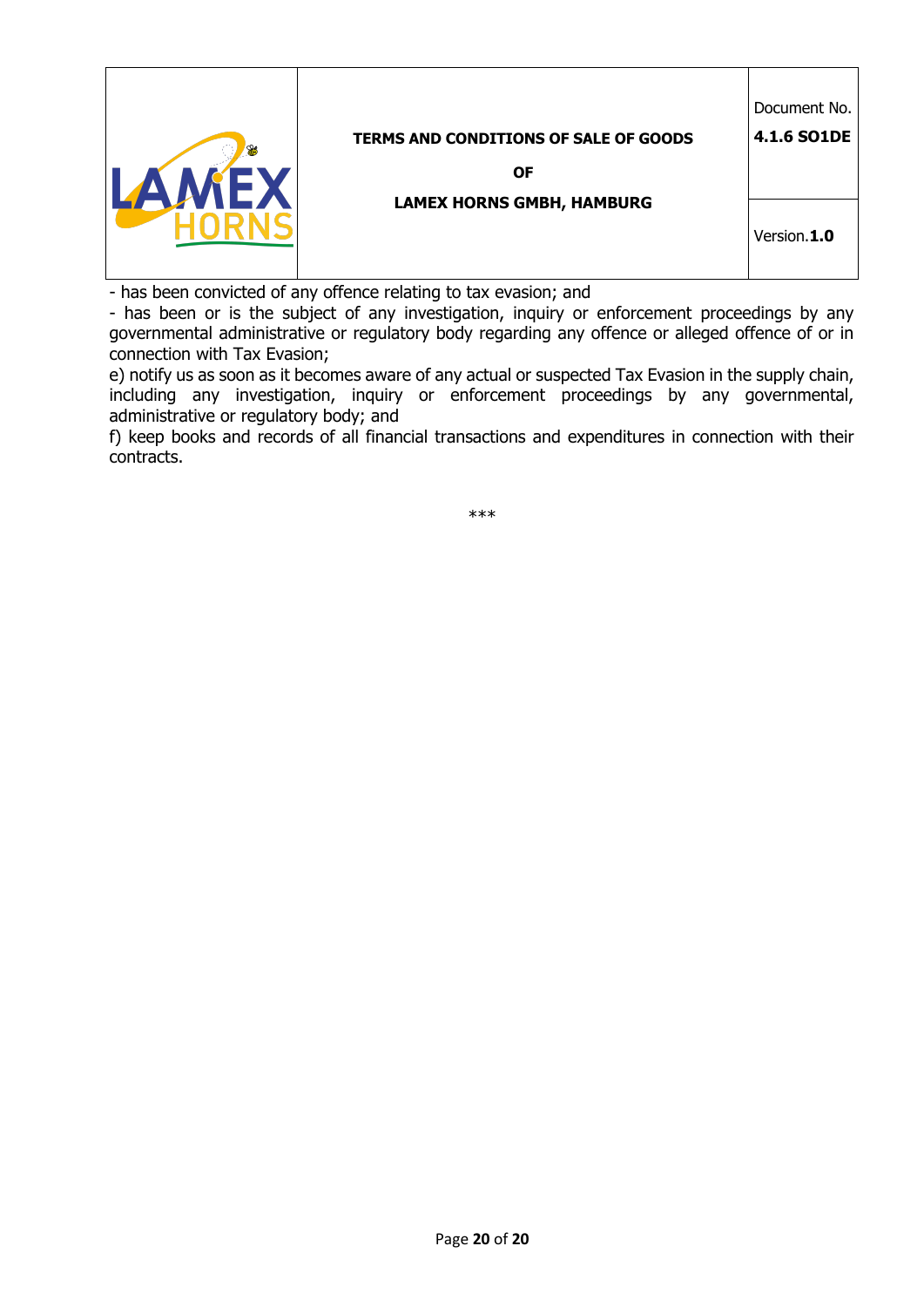- has been convicted of any offence relating to tax evasion; and
- has been or is the subject of any investigation, inquiry or enforcement proceedings by any governmental administrative or regulatory body regarding any offence or alleged offence of or in connection with Tax Evasion;

e) notify us as soon as it becomes aware of any actual or suspected Tax Evasion in the supply chain, including any investigation, inquiry or enforcement proceedings by any governmental, administrative or regulatory body; and

f) keep books and records of all financial transactions and expenditures in connection with their contracts.

***